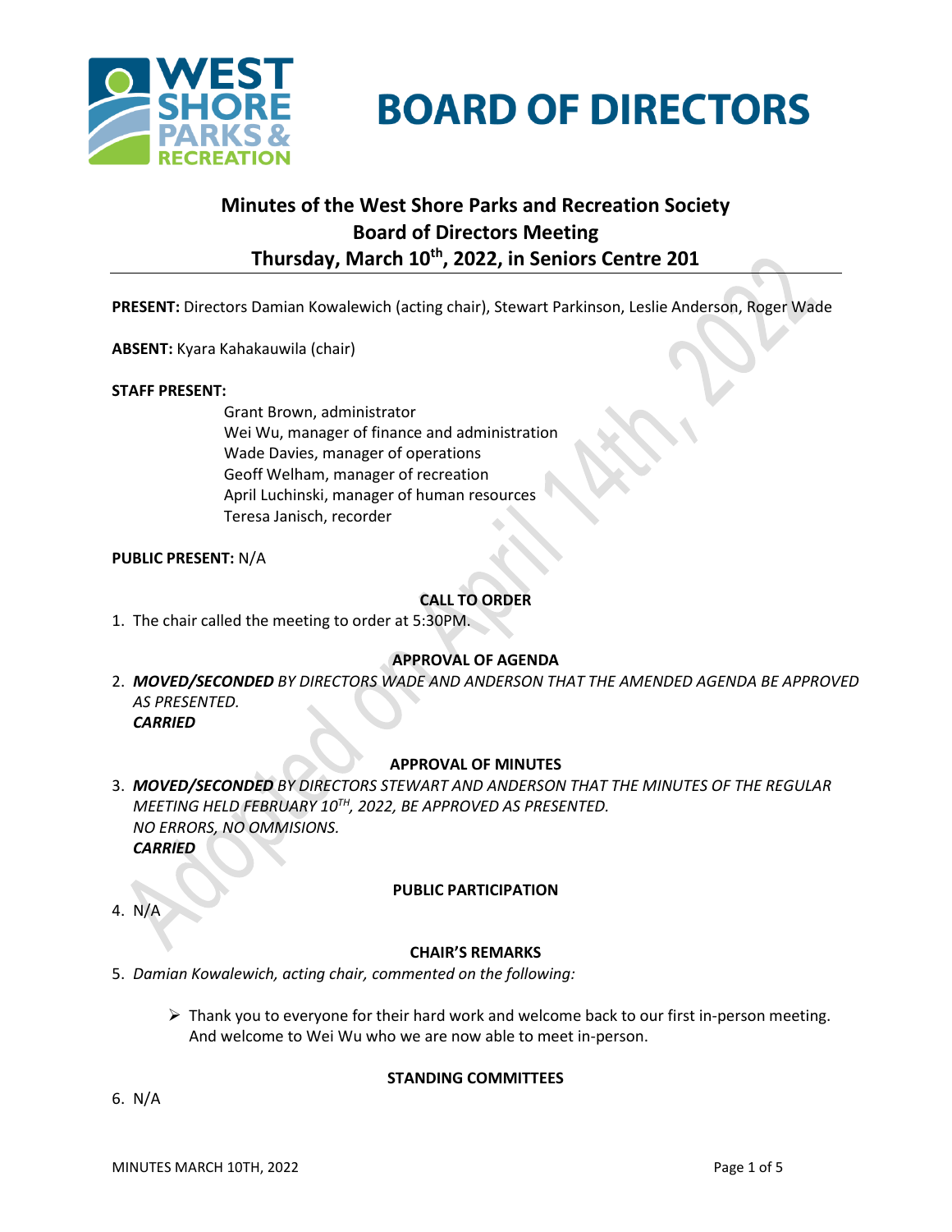# BOARD OF DIRECTORS

## Minutes of the West Shore Parks and Recreation Society Board of Directors Meeting Thursday, March 10th, 2022, in Seniors Centre 201

**PRESENT:** Directors Damian Kowalewich (acting chair), Stewart Parkinson, Leslie Anderson, Roger Wade

**ABSENT:** Kyara Kahakauwila (chair)

**STAFF PRESENT:**

Grant Brown, administrator
Wei Wu, manager of finance and administration
Wade Davies, manager of operations
Geoff Welham, manager of recreation
April Luchinski, manager of human resources
Teresa Janisch, recorder

**PUBLIC PRESENT:** N/A

### CALL TO ORDER

1. The chair called the meeting to order at 5:30PM.

### APPROVAL OF AGENDA

2. ***MOVED/SECONDED*** *BY DIRECTORS WADE AND ANDERSON THAT THE AMENDED AGENDA BE APPROVED AS PRESENTED.*
   ***CARRIED***

### APPROVAL OF MINUTES

3. ***MOVED/SECONDED*** *BY DIRECTORS STEWART AND ANDERSON THAT THE MINUTES OF THE REGULAR MEETING HELD FEBRUARY 10TH, 2022, BE APPROVED AS PRESENTED.*
   *NO ERRORS, NO OMMISIONS.*
   ***CARRIED***

### PUBLIC PARTICIPATION

4. N/A

### CHAIR'S REMARKS

5. *Damian Kowalewich, acting chair, commented on the following:*

   - Thank you to everyone for their hard work and welcome back to our first in-person meeting. And welcome to Wei Wu who we are now able to meet in-person.

### STANDING COMMITTEES

6. N/A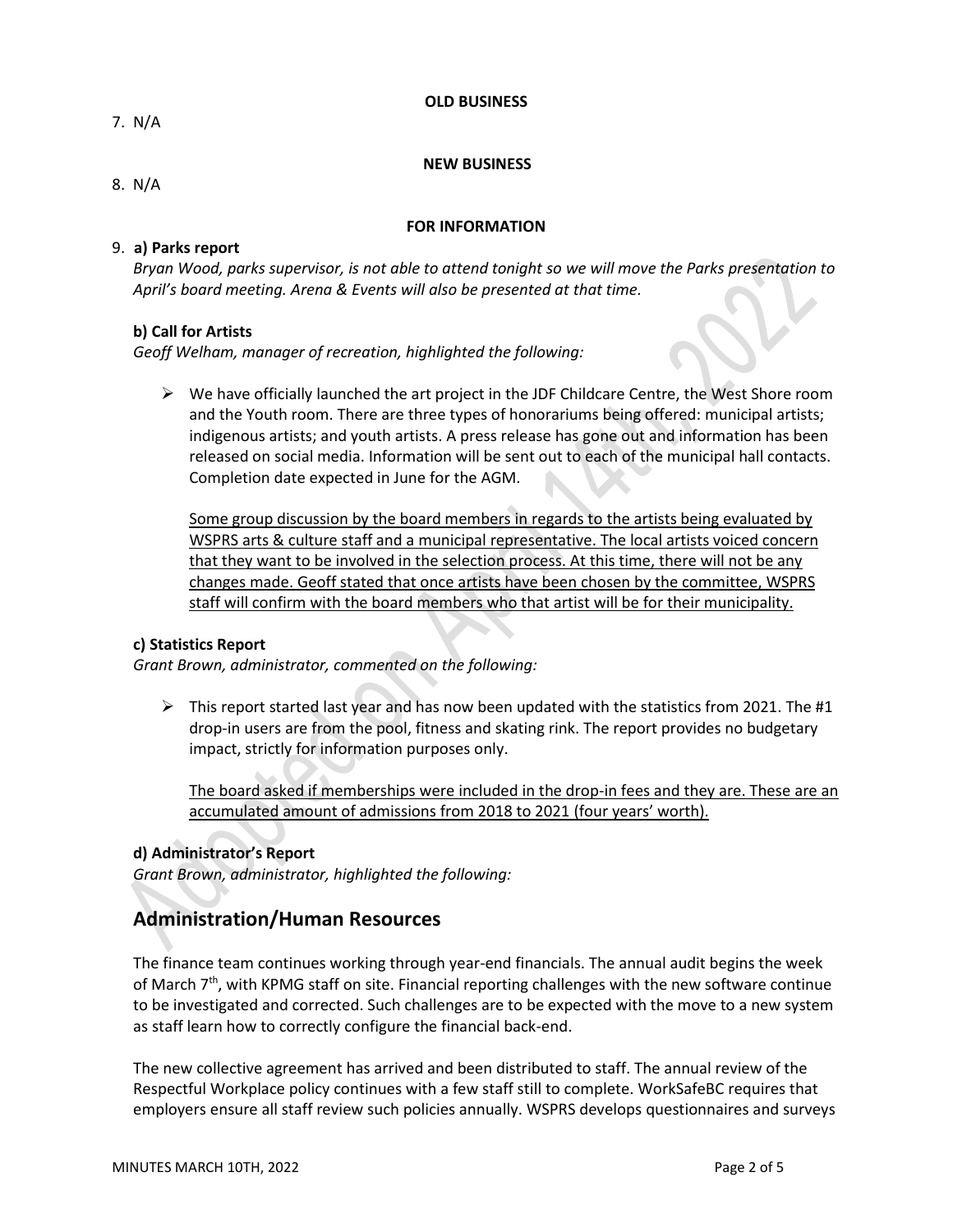**OLD BUSINESS**

7. N/A

**NEW BUSINESS**

8. N/A

**FOR INFORMATION**

9. **a) Parks report**

*Bryan Wood, parks supervisor, is not able to attend tonight so we will move the Parks presentation to April's board meeting. Arena & Events will also be presented at that time.*

**b) Call for Artists**

*Geoff Welham, manager of recreation, highlighted the following:*

- We have officially launched the art project in the JDF Childcare Centre, the West Shore room and the Youth room. There are three types of honorariums being offered: municipal artists; indigenous artists; and youth artists. A press release has gone out and information has been released on social media. Information will be sent out to each of the municipal hall contacts. Completion date expected in June for the AGM.

  <u>Some group discussion by the board members in regards to the artists being evaluated by WSPRS arts & culture staff and a municipal representative. The local artists voiced concern that they want to be involved in the selection process. At this time, there will not be any changes made. Geoff stated that once artists have been chosen by the committee, WSPRS staff will confirm with the board members who that artist will be for their municipality.</u>

**c) Statistics Report**

*Grant Brown, administrator, commented on the following:*

- This report started last year and has now been updated with the statistics from 2021. The #1 drop-in users are from the pool, fitness and skating rink. The report provides no budgetary impact, strictly for information purposes only.

  <u>The board asked if memberships were included in the drop-in fees and they are. These are an accumulated amount of admissions from 2018 to 2021 (four years' worth).</u>

**d) Administrator's Report**

*Grant Brown, administrator, highlighted the following:*

## Administration/Human Resources

The finance team continues working through year-end financials. The annual audit begins the week of March 7th, with KPMG staff on site. Financial reporting challenges with the new software continue to be investigated and corrected. Such challenges are to be expected with the move to a new system as staff learn how to correctly configure the financial back-end.

The new collective agreement has arrived and been distributed to staff. The annual review of the Respectful Workplace policy continues with a few staff still to complete. WorkSafeBC requires that employers ensure all staff review such policies annually. WSPRS develops questionnaires and surveys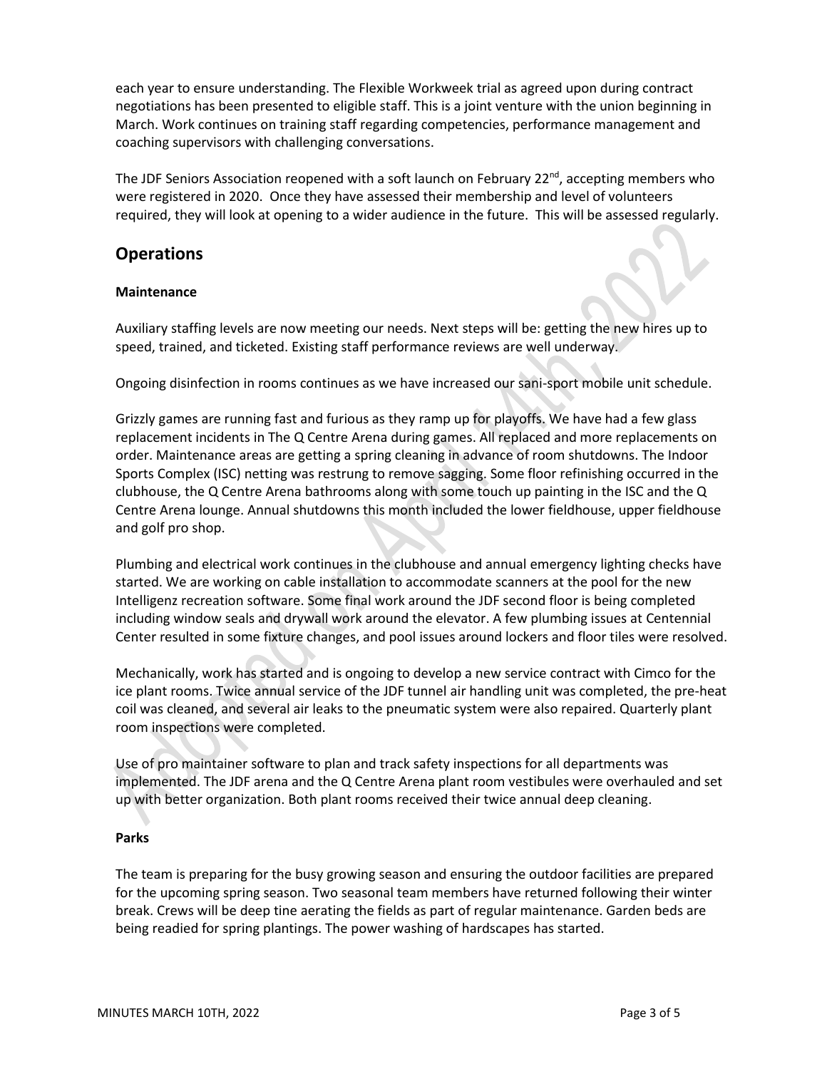each year to ensure understanding. The Flexible Workweek trial as agreed upon during contract negotiations has been presented to eligible staff. This is a joint venture with the union beginning in March. Work continues on training staff regarding competencies, performance management and coaching supervisors with challenging conversations.

The JDF Seniors Association reopened with a soft launch on February 22nd, accepting members who were registered in 2020. Once they have assessed their membership and level of volunteers required, they will look at opening to a wider audience in the future. This will be assessed regularly.

## Operations

**Maintenance**

Auxiliary staffing levels are now meeting our needs. Next steps will be: getting the new hires up to speed, trained, and ticketed. Existing staff performance reviews are well underway.

Ongoing disinfection in rooms continues as we have increased our sani-sport mobile unit schedule.

Grizzly games are running fast and furious as they ramp up for playoffs. We have had a few glass replacement incidents in The Q Centre Arena during games. All replaced and more replacements on order. Maintenance areas are getting a spring cleaning in advance of room shutdowns. The Indoor Sports Complex (ISC) netting was restrung to remove sagging. Some floor refinishing occurred in the clubhouse, the Q Centre Arena bathrooms along with some touch up painting in the ISC and the Q Centre Arena lounge. Annual shutdowns this month included the lower fieldhouse, upper fieldhouse and golf pro shop.

Plumbing and electrical work continues in the clubhouse and annual emergency lighting checks have started. We are working on cable installation to accommodate scanners at the pool for the new Intelligenz recreation software. Some final work around the JDF second floor is being completed including window seals and drywall work around the elevator. A few plumbing issues at Centennial Center resulted in some fixture changes, and pool issues around lockers and floor tiles were resolved.

Mechanically, work has started and is ongoing to develop a new service contract with Cimco for the ice plant rooms. Twice annual service of the JDF tunnel air handling unit was completed, the pre-heat coil was cleaned, and several air leaks to the pneumatic system were also repaired. Quarterly plant room inspections were completed.

Use of pro maintainer software to plan and track safety inspections for all departments was implemented. The JDF arena and the Q Centre Arena plant room vestibules were overhauled and set up with better organization. Both plant rooms received their twice annual deep cleaning.

**Parks**

The team is preparing for the busy growing season and ensuring the outdoor facilities are prepared for the upcoming spring season. Two seasonal team members have returned following their winter break. Crews will be deep tine aerating the fields as part of regular maintenance. Garden beds are being readied for spring plantings. The power washing of hardscapes has started.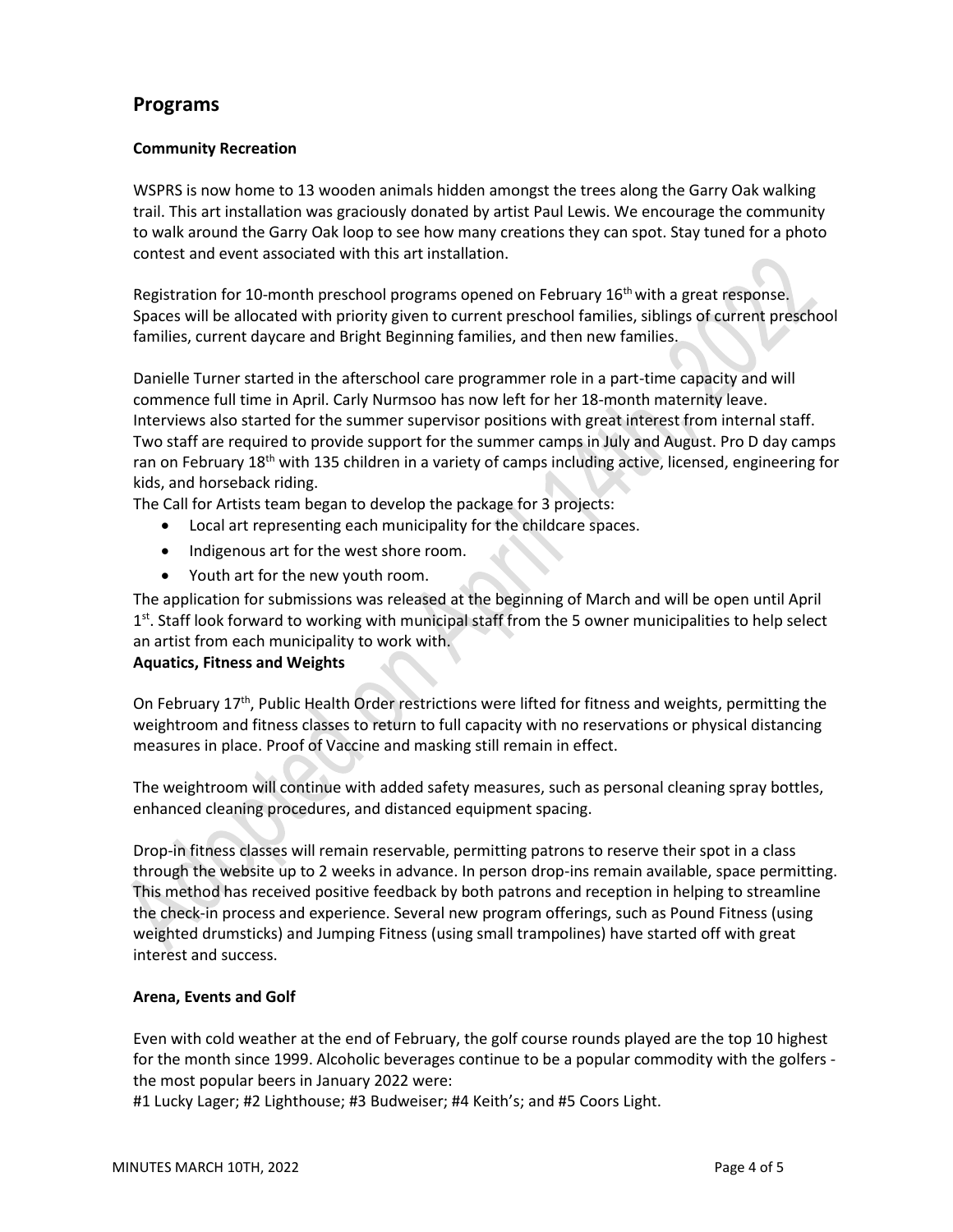## Programs

### Community Recreation

WSPRS is now home to 13 wooden animals hidden amongst the trees along the Garry Oak walking trail. This art installation was graciously donated by artist Paul Lewis. We encourage the community to walk around the Garry Oak loop to see how many creations they can spot. Stay tuned for a photo contest and event associated with this art installation.

Registration for 10-month preschool programs opened on February 16th with a great response. Spaces will be allocated with priority given to current preschool families, siblings of current preschool families, current daycare and Bright Beginning families, and then new families.

Danielle Turner started in the afterschool care programmer role in a part-time capacity and will commence full time in April. Carly Nurmsoo has now left for her 18-month maternity leave. Interviews also started for the summer supervisor positions with great interest from internal staff. Two staff are required to provide support for the summer camps in July and August. Pro D day camps ran on February 18th with 135 children in a variety of camps including active, licensed, engineering for kids, and horseback riding.

The Call for Artists team began to develop the package for 3 projects:

- Local art representing each municipality for the childcare spaces.
- Indigenous art for the west shore room.
- Youth art for the new youth room.

The application for submissions was released at the beginning of March and will be open until April 1st. Staff look forward to working with municipal staff from the 5 owner municipalities to help select an artist from each municipality to work with.

### Aquatics, Fitness and Weights

On February 17th, Public Health Order restrictions were lifted for fitness and weights, permitting the weightroom and fitness classes to return to full capacity with no reservations or physical distancing measures in place. Proof of Vaccine and masking still remain in effect.

The weightroom will continue with added safety measures, such as personal cleaning spray bottles, enhanced cleaning procedures, and distanced equipment spacing.

Drop-in fitness classes will remain reservable, permitting patrons to reserve their spot in a class through the website up to 2 weeks in advance. In person drop-ins remain available, space permitting. This method has received positive feedback by both patrons and reception in helping to streamline the check-in process and experience. Several new program offerings, such as Pound Fitness (using weighted drumsticks) and Jumping Fitness (using small trampolines) have started off with great interest and success.

### Arena, Events and Golf

Even with cold weather at the end of February, the golf course rounds played are the top 10 highest for the month since 1999. Alcoholic beverages continue to be a popular commodity with the golfers - the most popular beers in January 2022 were:

#1 Lucky Lager; #2 Lighthouse; #3 Budweiser; #4 Keith's; and #5 Coors Light.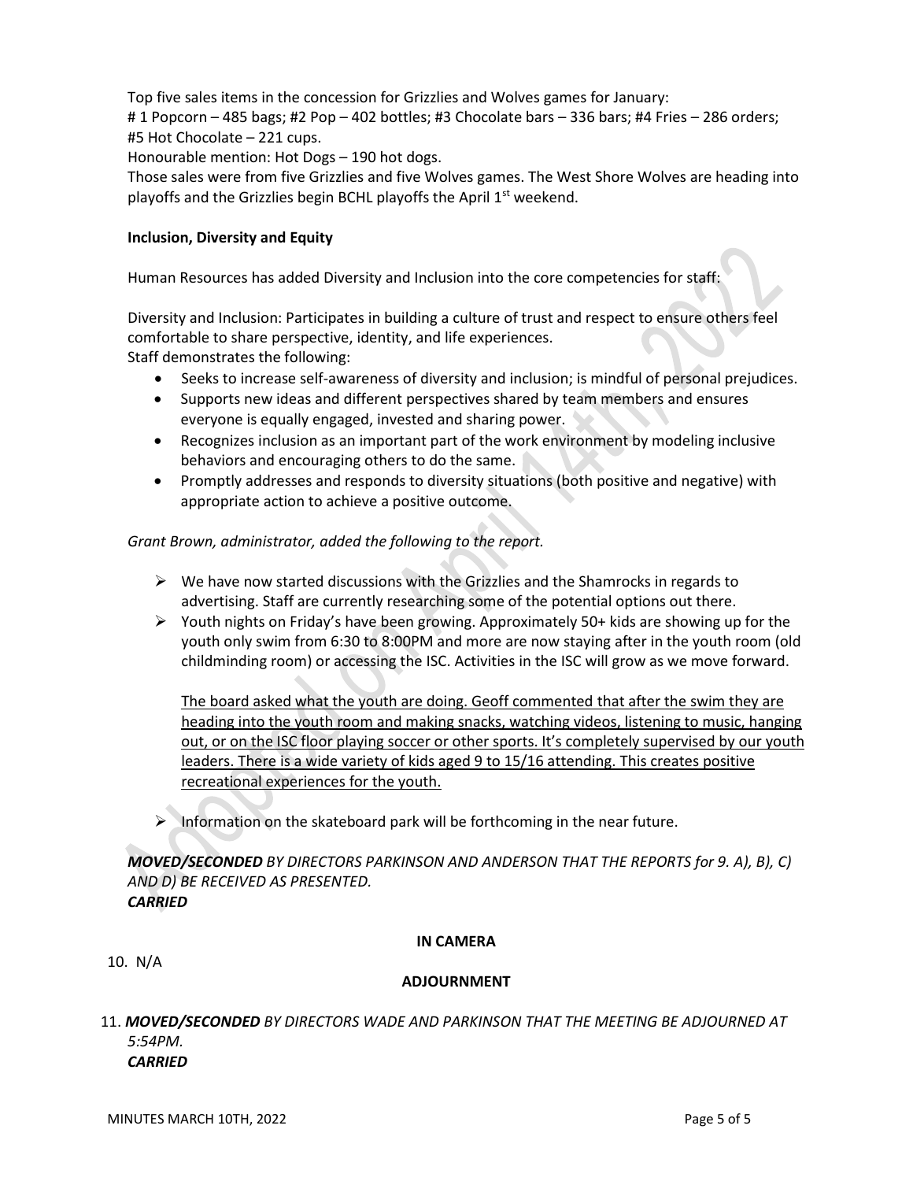Top five sales items in the concession for Grizzlies and Wolves games for January:
# 1 Popcorn – 485 bags; #2 Pop – 402 bottles; #3 Chocolate bars – 336 bars; #4 Fries – 286 orders; #5 Hot Chocolate – 221 cups.
Honourable mention: Hot Dogs – 190 hot dogs.
Those sales were from five Grizzlies and five Wolves games. The West Shore Wolves are heading into playoffs and the Grizzlies begin BCHL playoffs the April 1st weekend.

**Inclusion, Diversity and Equity**

Human Resources has added Diversity and Inclusion into the core competencies for staff:

Diversity and Inclusion: Participates in building a culture of trust and respect to ensure others feel comfortable to share perspective, identity, and life experiences.
Staff demonstrates the following:

- Seeks to increase self-awareness of diversity and inclusion; is mindful of personal prejudices.
- Supports new ideas and different perspectives shared by team members and ensures everyone is equally engaged, invested and sharing power.
- Recognizes inclusion as an important part of the work environment by modeling inclusive behaviors and encouraging others to do the same.
- Promptly addresses and responds to diversity situations (both positive and negative) with appropriate action to achieve a positive outcome.

*Grant Brown, administrator, added the following to the report.*

- We have now started discussions with the Grizzlies and the Shamrocks in regards to advertising. Staff are currently researching some of the potential options out there.
- Youth nights on Friday's have been growing. Approximately 50+ kids are showing up for the youth only swim from 6:30 to 8:00PM and more are now staying after in the youth room (old childminding room) or accessing the ISC. Activities in the ISC will grow as we move forward.

  The board asked what the youth are doing. Geoff commented that after the swim they are heading into the youth room and making snacks, watching videos, listening to music, hanging out, or on the ISC floor playing soccer or other sports. It's completely supervised by our youth leaders. There is a wide variety of kids aged 9 to 15/16 attending. This creates positive recreational experiences for the youth.

- Information on the skateboard park will be forthcoming in the near future.

***MOVED/SECONDED*** *BY DIRECTORS PARKINSON AND ANDERSON THAT THE REPORTS for 9. A), B), C) AND D) BE RECEIVED AS PRESENTED.*
***CARRIED***

**IN CAMERA**

10. N/A

**ADJOURNMENT**

11. ***MOVED/SECONDED*** *BY DIRECTORS WADE AND PARKINSON THAT THE MEETING BE ADJOURNED AT 5:54PM.*
***CARRIED***